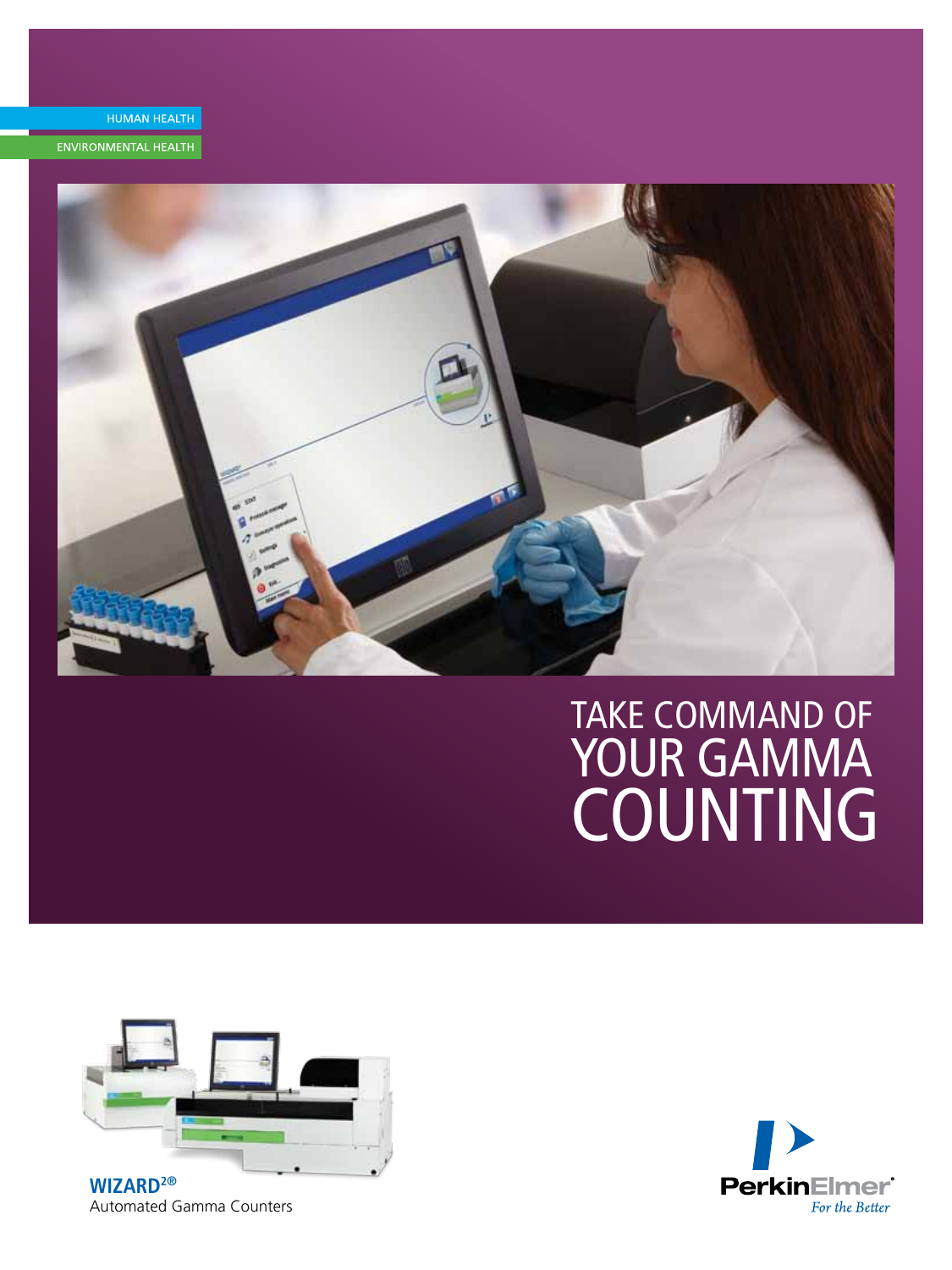HUMAN HEALTH

ENVIRONMENTAL HEALTH

# TAKE COMMAND OF YOUR GAMMA COUNTING

**WIZARD²®**
Automated Gamma Counters

PerkinElmer
*For the Better*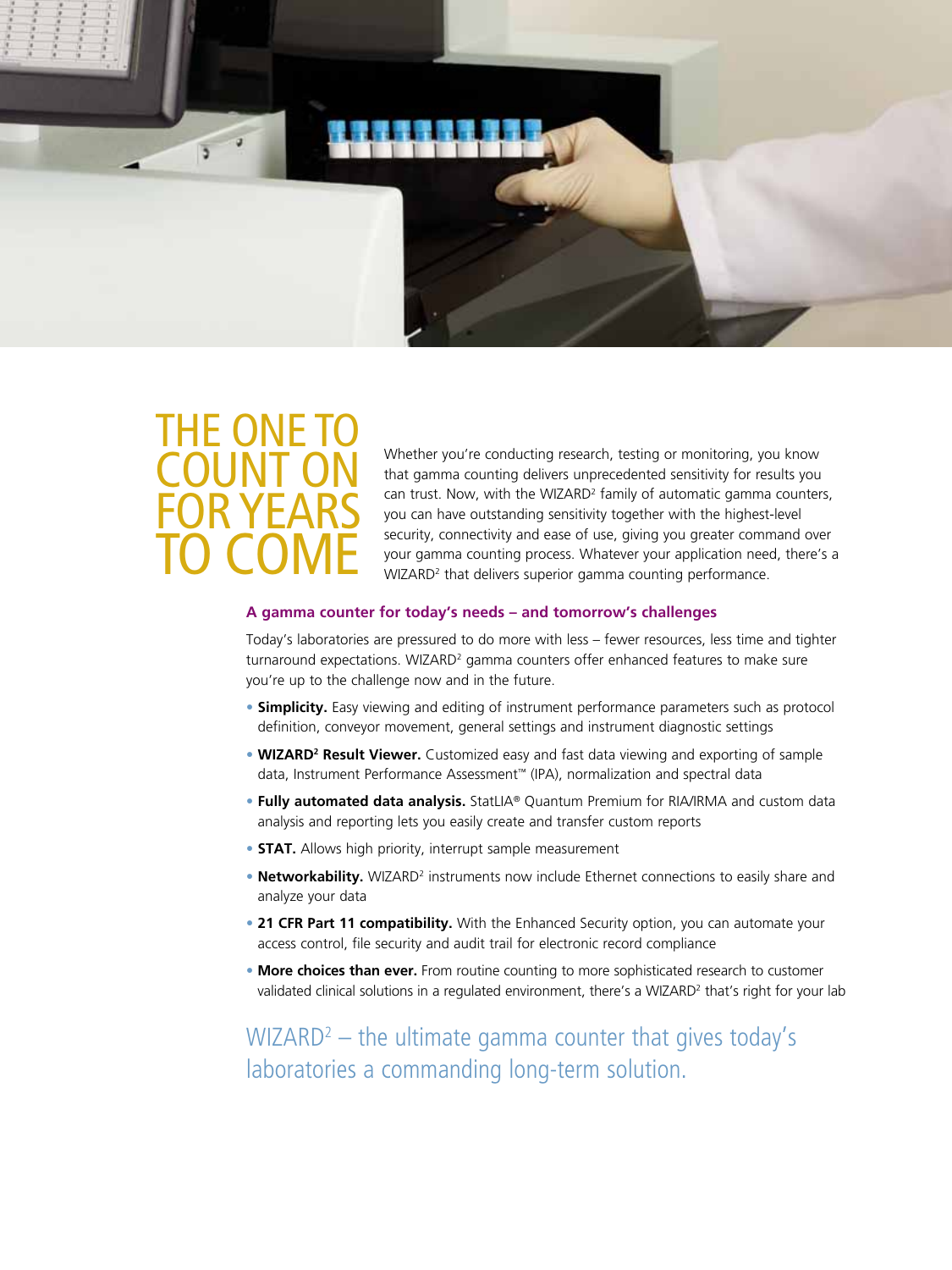# THE ONE TO COUNT ON FOR YEARS TO COME

Whether you're conducting research, testing or monitoring, you know that gamma counting delivers unprecedented sensitivity for results you can trust. Now, with the WIZARD² family of automatic gamma counters, you can have outstanding sensitivity together with the highest-level security, connectivity and ease of use, giving you greater command over your gamma counting process. Whatever your application need, there's a WIZARD² that delivers superior gamma counting performance.

## A gamma counter for today's needs – and tomorrow's challenges

Today's laboratories are pressured to do more with less – fewer resources, less time and tighter turnaround expectations. WIZARD² gamma counters offer enhanced features to make sure you're up to the challenge now and in the future.

- **Simplicity.** Easy viewing and editing of instrument performance parameters such as protocol definition, conveyor movement, general settings and instrument diagnostic settings
- **WIZARD² Result Viewer.** Customized easy and fast data viewing and exporting of sample data, Instrument Performance Assessment™ (IPA), normalization and spectral data
- **Fully automated data analysis.** StatLIA® Quantum Premium for RIA/IRMA and custom data analysis and reporting lets you easily create and transfer custom reports
- **STAT.** Allows high priority, interrupt sample measurement
- **Networkability.** WIZARD² instruments now include Ethernet connections to easily share and analyze your data
- **21 CFR Part 11 compatibility.** With the Enhanced Security option, you can automate your access control, file security and audit trail for electronic record compliance
- **More choices than ever.** From routine counting to more sophisticated research to customer validated clinical solutions in a regulated environment, there's a WIZARD² that's right for your lab

WIZARD² – the ultimate gamma counter that gives today's laboratories a commanding long-term solution.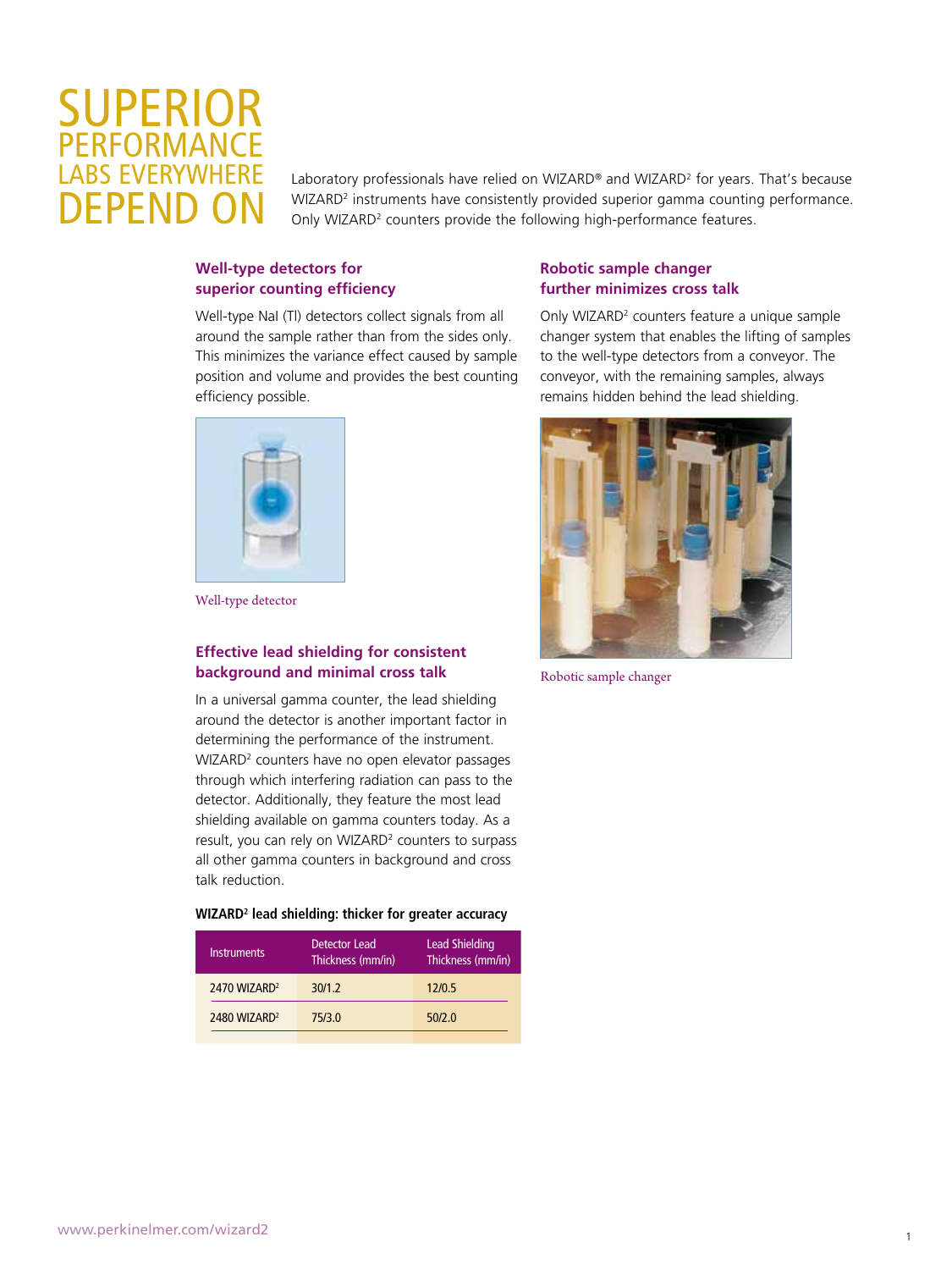# SUPERIOR PERFORMANCE LABS EVERYWHERE DEPEND ON

Laboratory professionals have relied on WIZARD® and WIZARD² for years. That's because WIZARD² instruments have consistently provided superior gamma counting performance. Only WIZARD² counters provide the following high-performance features.

### Well-type detectors for superior counting efficiency

Well-type NaI (Tl) detectors collect signals from all around the sample rather than from the sides only. This minimizes the variance effect caused by sample position and volume and provides the best counting efficiency possible.

Well-type detector

### Effective lead shielding for consistent background and minimal cross talk

In a universal gamma counter, the lead shielding around the detector is another important factor in determining the performance of the instrument. WIZARD² counters have no open elevator passages through which interfering radiation can pass to the detector. Additionally, they feature the most lead shielding available on gamma counters today. As a result, you can rely on WIZARD² counters to surpass all other gamma counters in background and cross talk reduction.

**WIZARD² lead shielding: thicker for greater accuracy**

| Instruments | Detector Lead Thickness (mm/in) | Lead Shielding Thickness (mm/in) |
|---|---|---|
| 2470 WIZARD² | 30/1.2 | 12/0.5 |
| 2480 WIZARD² | 75/3.0 | 50/2.0 |

### Robotic sample changer further minimizes cross talk

Only WIZARD² counters feature a unique sample changer system that enables the lifting of samples to the well-type detectors from a conveyor. The conveyor, with the remaining samples, always remains hidden behind the lead shielding.

Robotic sample changer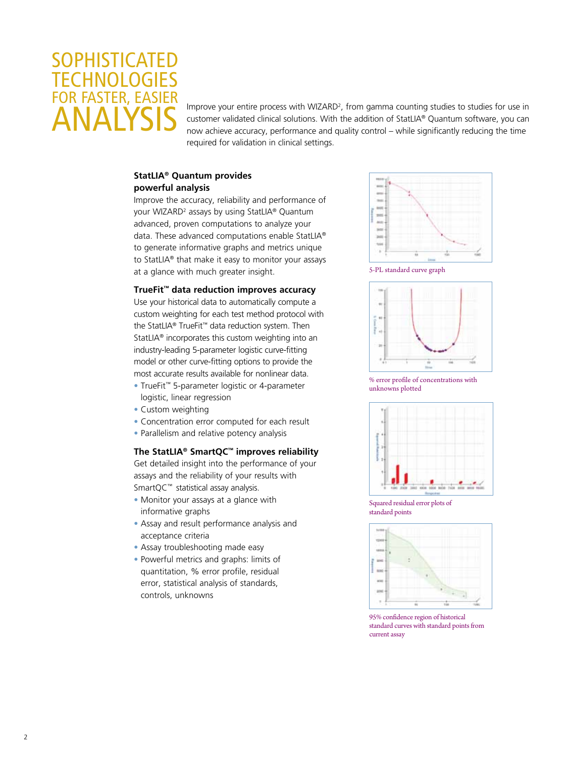# SOPHISTICATED TECHNOLOGIES FOR FASTER, EASIER ANALYSIS

Improve your entire process with WIZARD², from gamma counting studies to studies for use in customer validated clinical solutions. With the addition of StatLIA® Quantum software, you can now achieve accuracy, performance and quality control – while significantly reducing the time required for validation in clinical settings.

### StatLIA® Quantum provides powerful analysis

Improve the accuracy, reliability and performance of your WIZARD² assays by using StatLIA® Quantum advanced, proven computations to analyze your data. These advanced computations enable StatLIA® to generate informative graphs and metrics unique to StatLIA® that make it easy to monitor your assays at a glance with much greater insight.

### TrueFit™ data reduction improves accuracy

Use your historical data to automatically compute a custom weighting for each test method protocol with the StatLIA® TrueFit™ data reduction system. Then StatLIA® incorporates this custom weighting into an industry-leading 5-parameter logistic curve-fitting model or other curve-fitting options to provide the most accurate results available for nonlinear data.

- TrueFit™ 5-parameter logistic or 4-parameter logistic, linear regression
- Custom weighting
- Concentration error computed for each result
- Parallelism and relative potency analysis

### The StatLIA® SmartQC™ improves reliability

Get detailed insight into the performance of your assays and the reliability of your results with SmartQC™ statistical assay analysis.

- Monitor your assays at a glance with informative graphs
- Assay and result performance analysis and acceptance criteria
- Assay troubleshooting made easy
- Powerful metrics and graphs: limits of quantitation, % error profile, residual error, statistical analysis of standards, controls, unknowns

5-PL standard curve graph

% error profile of concentrations with unknowns plotted

Squared residual error plots of standard points

95% confidence region of historical standard curves with standard points from current assay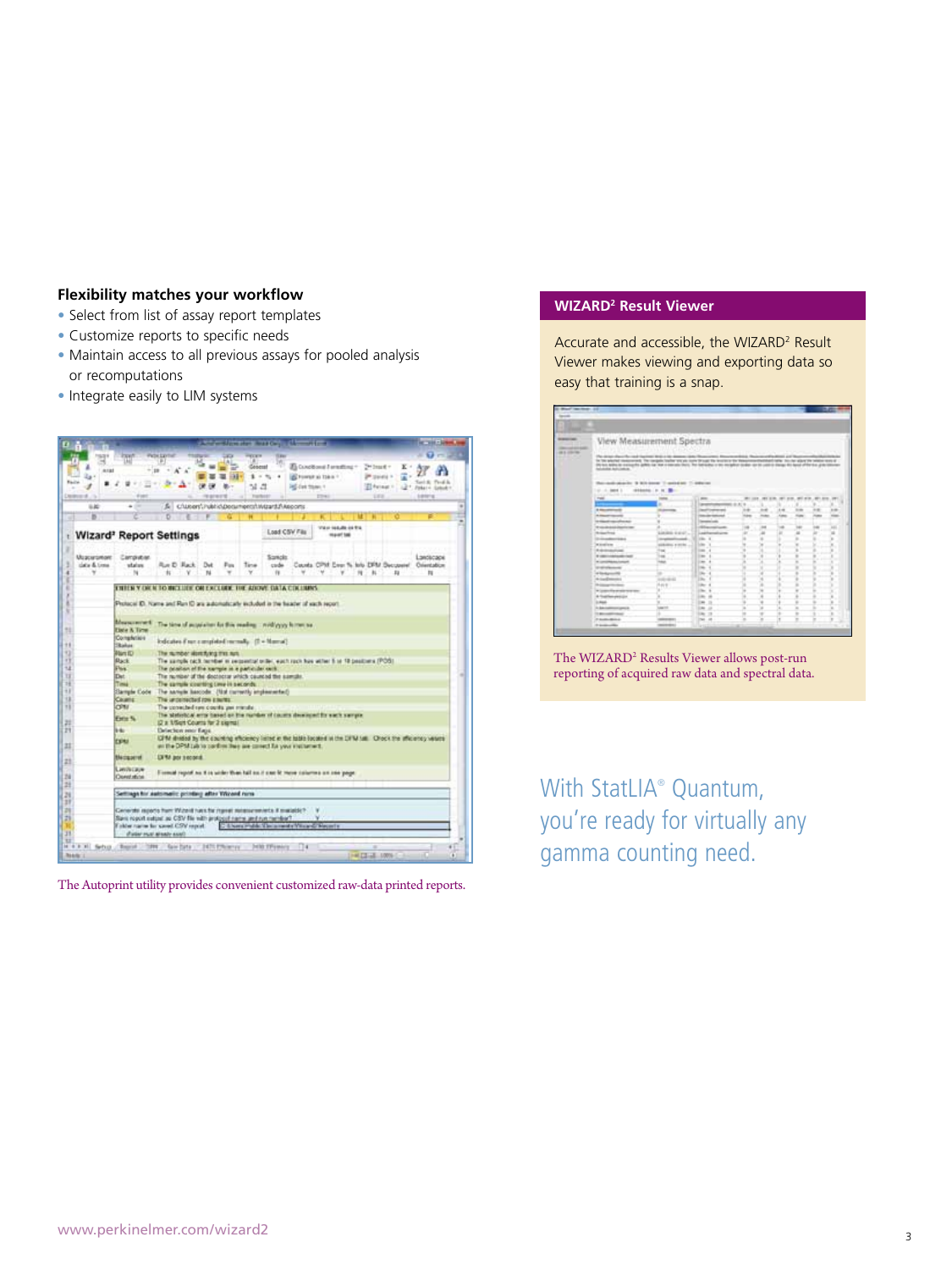## Flexibility matches your workflow

- Select from list of assay report templates
- Customize reports to specific needs
- Maintain access to all previous assays for pooled analysis or recomputations
- Integrate easily to LIM systems

The Autoprint utility provides convenient customized raw-data printed reports.

## WIZARD² Result Viewer

Accurate and accessible, the WIZARD² Result Viewer makes viewing and exporting data so easy that training is a snap.

The WIZARD² Results Viewer allows post-run reporting of acquired raw data and spectral data.

With StatLIA® Quantum, you're ready for virtually any gamma counting need.

www.perkinelmer.com/wizard2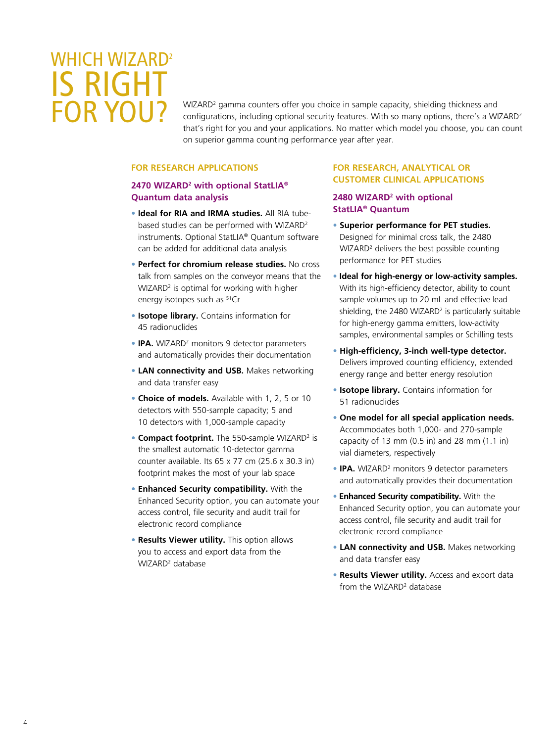# WHICH WIZARD[2] IS RIGHT FOR YOU?

WIZARD[2] gamma counters offer you choice in sample capacity, shielding thickness and configurations, including optional security features. With so many options, there's a WIZARD[2] that's right for you and your applications. No matter which model you choose, you can count on superior gamma counting performance year after year.

## FOR RESEARCH APPLICATIONS

### 2470 WIZARD[2] with optional StatLIA® Quantum data analysis

- **Ideal for RIA and IRMA studies.** All RIA tube-based studies can be performed with WIZARD[2] instruments. Optional StatLIA® Quantum software can be added for additional data analysis
- **Perfect for chromium release studies.** No cross talk from samples on the conveyor means that the WIZARD[2] is optimal for working with higher energy isotopes such as $^{51}Cr$
- **Isotope library.** Contains information for 45 radionuclides
- **IPA.** WIZARD[2] monitors 9 detector parameters and automatically provides their documentation
- **LAN connectivity and USB.** Makes networking and data transfer easy
- **Choice of models.** Available with 1, 2, 5 or 10 detectors with 550-sample capacity; 5 and 10 detectors with 1,000-sample capacity
- **Compact footprint.** The 550-sample WIZARD[2] is the smallest automatic 10-detector gamma counter available. Its 65 x 77 cm (25.6 x 30.3 in) footprint makes the most of your lab space
- **Enhanced Security compatibility.** With the Enhanced Security option, you can automate your access control, file security and audit trail for electronic record compliance
- **Results Viewer utility.** This option allows you to access and export data from the WIZARD[2] database

## FOR RESEARCH, ANALYTICAL OR CUSTOMER CLINICAL APPLICATIONS

### 2480 WIZARD[2] with optional StatLIA® Quantum

- **Superior performance for PET studies.** Designed for minimal cross talk, the 2480 WIZARD[2] delivers the best possible counting performance for PET studies
- **Ideal for high-energy or low-activity samples.** With its high-efficiency detector, ability to count sample volumes up to 20 mL and effective lead shielding, the 2480 WIZARD[2] is particularly suitable for high-energy gamma emitters, low-activity samples, environmental samples or Schilling tests
- **High-efficiency, 3-inch well-type detector.** Delivers improved counting efficiency, extended energy range and better energy resolution
- **Isotope library.** Contains information for 51 radionuclides
- **One model for all special application needs.** Accommodates both 1,000- and 270-sample capacity of 13 mm (0.5 in) and 28 mm (1.1 in) vial diameters, respectively
- **IPA.** WIZARD[2] monitors 9 detector parameters and automatically provides their documentation
- **Enhanced Security compatibility.** With the Enhanced Security option, you can automate your access control, file security and audit trail for electronic record compliance
- **LAN connectivity and USB.** Makes networking and data transfer easy
- **Results Viewer utility.** Access and export data from the WIZARD[2] database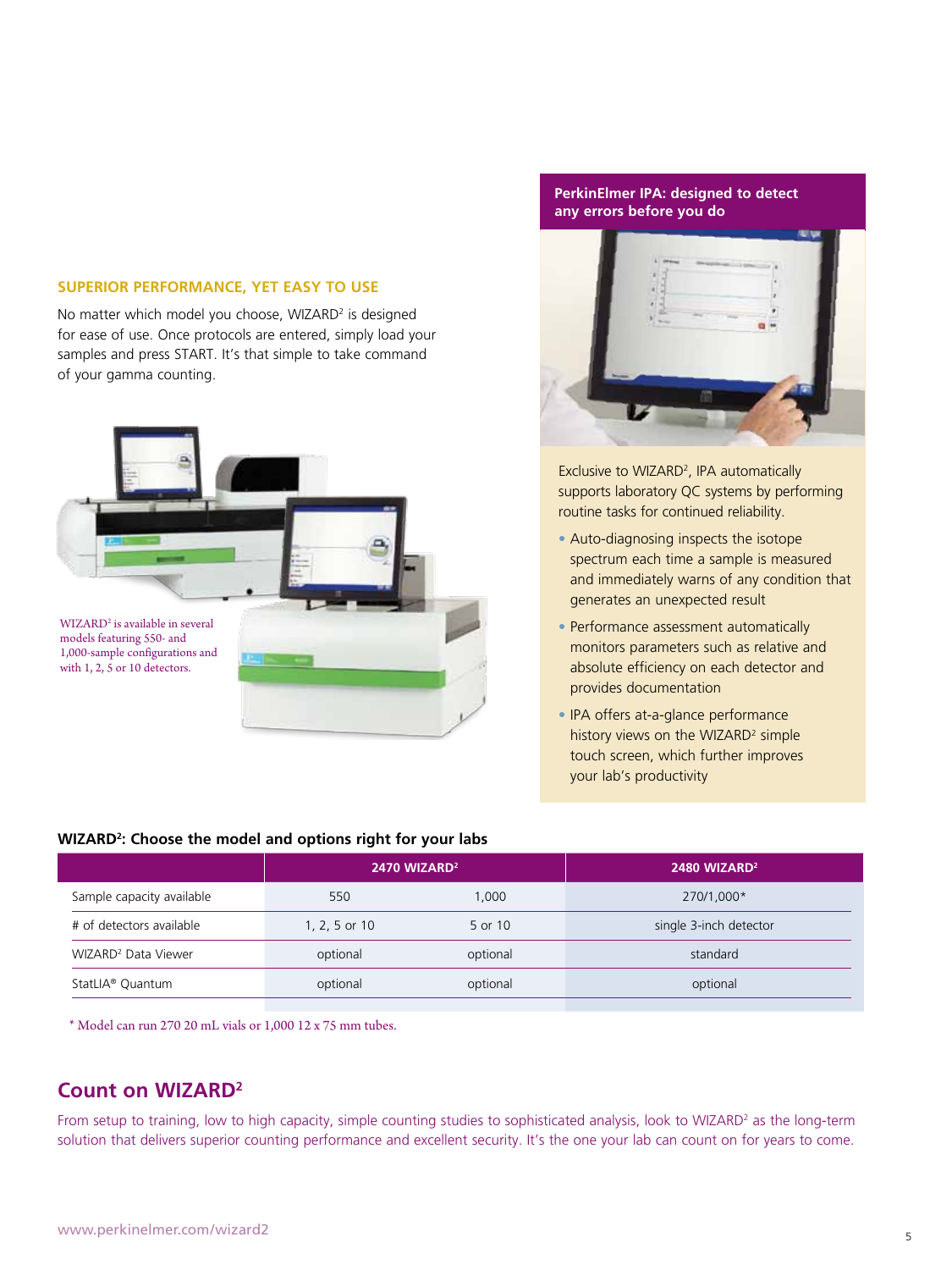## SUPERIOR PERFORMANCE, YET EASY TO USE

No matter which model you choose, WIZARD² is designed for ease of use. Once protocols are entered, simply load your samples and press START. It's that simple to take command of your gamma counting.

WIZARD² is available in several models featuring 550- and 1,000-sample configurations and with 1, 2, 5 or 10 detectors.

### PerkinElmer IPA: designed to detect any errors before you do

Exclusive to WIZARD², IPA automatically supports laboratory QC systems by performing routine tasks for continued reliability.

- Auto-diagnosing inspects the isotope spectrum each time a sample is measured and immediately warns of any condition that generates an unexpected result
- Performance assessment automatically monitors parameters such as relative and absolute efficiency on each detector and provides documentation
- IPA offers at-a-glance performance history views on the WIZARD² simple touch screen, which further improves your lab's productivity

### WIZARD²: Choose the model and options right for your labs

| | 2470 WIZARD² | | 2480 WIZARD² |
|---|---|---|---|
| Sample capacity available | 550 | 1,000 | 270/1,000* |
| # of detectors available | 1, 2, 5 or 10 | 5 or 10 | single 3-inch detector |
| WIZARD² Data Viewer | optional | optional | standard |
| StatLIA® Quantum | optional | optional | optional |

* Model can run 270 20 mL vials or 1,000 12 x 75 mm tubes.

## Count on WIZARD²

From setup to training, low to high capacity, simple counting studies to sophisticated analysis, look to WIZARD² as the long-term solution that delivers superior counting performance and excellent security. It's the one your lab can count on for years to come.

www.perkinelmer.com/wizard2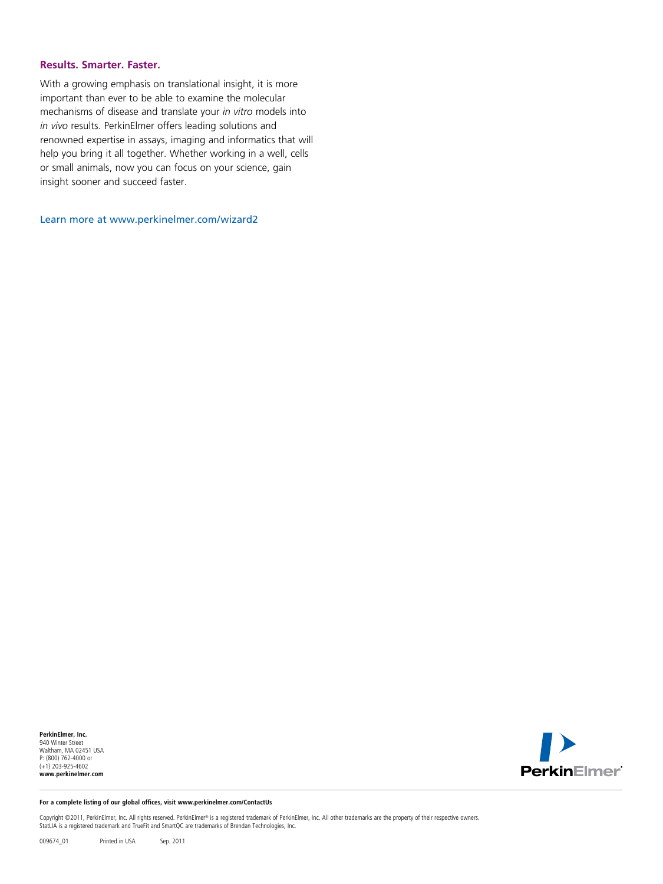### Results. Smarter. Faster.

With a growing emphasis on translational insight, it is more important than ever to be able to examine the molecular mechanisms of disease and translate your *in vitro* models into *in vivo* results. PerkinElmer offers leading solutions and renowned expertise in assays, imaging and informatics that will help you bring it all together. Whether working in a well, cells or small animals, now you can focus on your science, gain insight sooner and succeed faster.

Learn more at www.perkinelmer.com/wizard2

**PerkinElmer, Inc.**
940 Winter Street
Waltham, MA 02451 USA
P: (800) 762-4000 or
(+1) 203-925-4602
**www.perkinelmer.com**

PerkinElmer®

**For a complete listing of our global offices, visit www.perkinelmer.com/ContactUs**

Copyright ©2011, PerkinElmer, Inc. All rights reserved. PerkinElmer® is a registered trademark of PerkinElmer, Inc. All other trademarks are the property of their respective owners.
StatLIA is a registered trademark and TrueFit and SmartQC are trademarks of Brendan Technologies, Inc.

009674_01 Printed in USA Sep. 2011